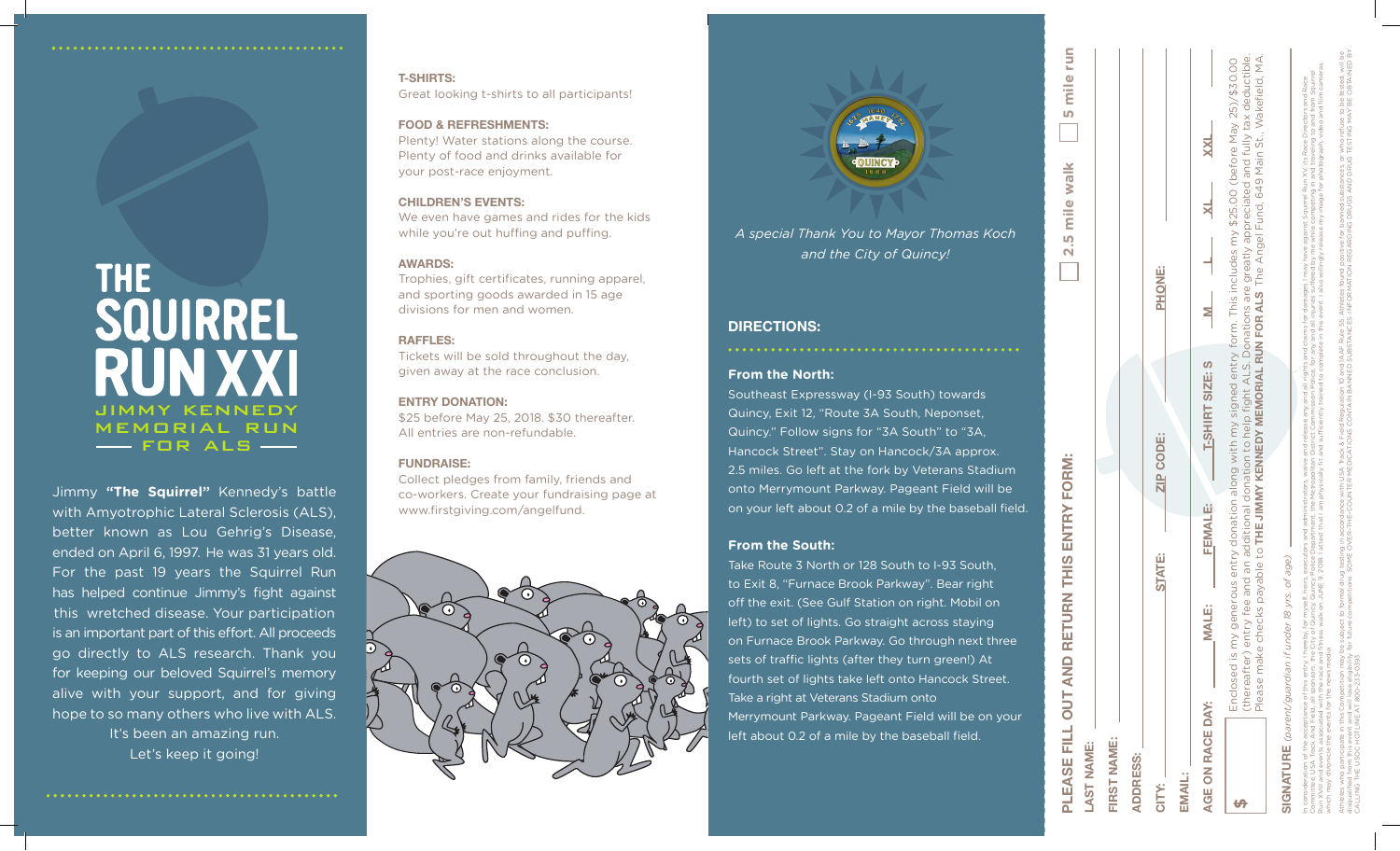# THE SQUIRREL RUN XXI

## JIMMY KENNEDY MEMORIAL RUN — FOR ALS —

Jimmy **"The Squirrel"** Kennedy's battle with Amyotrophic Lateral Sclerosis (ALS), better known as Lou Gehrig's Disease, ended on April 6, 1997. He was 31 years old. For the past 19 years the Squirrel Run has helped continue Jimmy's fight against this wretched disease. Your participation is an important part of this effort. All proceeds go directly to ALS research. Thank you for keeping our beloved Squirrel's memory alive with your support, and for giving hope to so many others who live with ALS. It's been an amazing run. Let's keep it going!

**T-SHIRTS:**
Great looking t-shirts to all participants!

**FOOD & REFRESHMENTS:**
Plenty! Water stations along the course. Plenty of food and drinks available for your post-race enjoyment.

**CHILDREN'S EVENTS:**
We even have games and rides for the kids while you're out huffing and puffing.

**AWARDS:**
Trophies, gift certificates, running apparel, and sporting goods awarded in 15 age divisions for men and women.

**RAFFLES:**
Tickets will be sold throughout the day, given away at the race conclusion.

**ENTRY DONATION:**
$25 before May 25, 2018. $30 thereafter. All entries are non-refundable.

**FUNDRAISE:**
Collect pledges from family, friends and co-workers. Create your fundraising page at www.firstgiving.com/angelfund.

QUINCY 1888 · MANET

*A special Thank You to Mayor Thomas Koch and the City of Quincy!*

## DIRECTIONS:

**From the North:**
Southeast Expressway (I-93 South) towards Quincy, Exit 12, "Route 3A South, Neponset, Quincy." Follow signs for "3A South" to "3A, Hancock Street". Stay on Hancock/3A approx. 2.5 miles. Go left at the fork by Veterans Stadium onto Merrymount Parkway. Pageant Field will be on your left about 0.2 of a mile by the baseball field.

**From the South:**
Take Route 3 North or 128 South to I-93 South, to Exit 8, "Furnace Brook Parkway". Bear right off the exit. (See Gulf Station on right. Mobil on left) to set of lights. Go straight across staying on Furnace Brook Parkway. Go through next three sets of traffic lights (after they turn green!) At fourth set of lights take left onto Hancock Street. Take a right at Veterans Stadium onto Merrymount Parkway. Pageant Field will be on your left about 0.2 of a mile by the baseball field.

## PLEASE FILL OUT AND RETURN THIS ENTRY FORM:

☐ 2.5 mile walk ☐ 5 mile run

LAST NAME: ____________

FIRST NAME: ____________

ADDRESS: ____________

CITY: ______ STATE: ______ ZIP CODE: ______ PHONE: ______

EMAIL: ____________

AGE ON RACE DAY: ______ MALE: ______ FEMALE: ______ T-SHIRT SIZE: S ___ M ___ L ___ XL ___ XXL ___

$ ______ Enclosed is my generous entry donation along with my signed entry form. This includes my $25.00 (before May 25)/$30.00 (thereafter) entry fee and an additional donation to help fight ALS. Donations are greatly appreciated and fully tax deductible. Please make checks payable to **THE JIMMY KENNEDY MEMORIAL RUN FOR ALS** The Angel Fund, 649 Main St., Wakefield, MA.

**SIGNATURE** *(parent/guardian if under 18 yrs. of age)* ____________

In consideration of the acceptance of this entry, I hereby, for myself, heirs, executors and administrators, waive and release any and all rights and claims for damages I may have against Squirrel Run XXI, its Race Directors and Race Committee, USA Track And Field, all sponsors, the City of Quincy, Quincy Police Department, the Metropolitan District Commission Police, for any and all injuries suffered by me while competing in and traveling to and from Squirrel Run XXI and events associated with the race and fitness walk on JUNE 9, 2018. I attest that I am physically fit and sufficiently trained to compete in the event. I also willingly release my image for photograph, video and film cameras which may chronicle the events for the news media.

Athletes who participate in this Competition may be subject to formal drug testing in accordance with USA Track & Field Regulation 10 and IAAF Rule 55. Athletes found positive for banned substances, or who refuse to be tested, will be disqualified from this event and will lose eligibility for future competitions. SOME OVER-THE-COUNTER MEDICATIONS CONTAIN BANNED SUBSTANCES. INFORMATION REGARDING DRUGS AND DRUG TESTING MAY BE OBTAINED BY CALLING THE USOC HOTLINE AT 800-233-0393.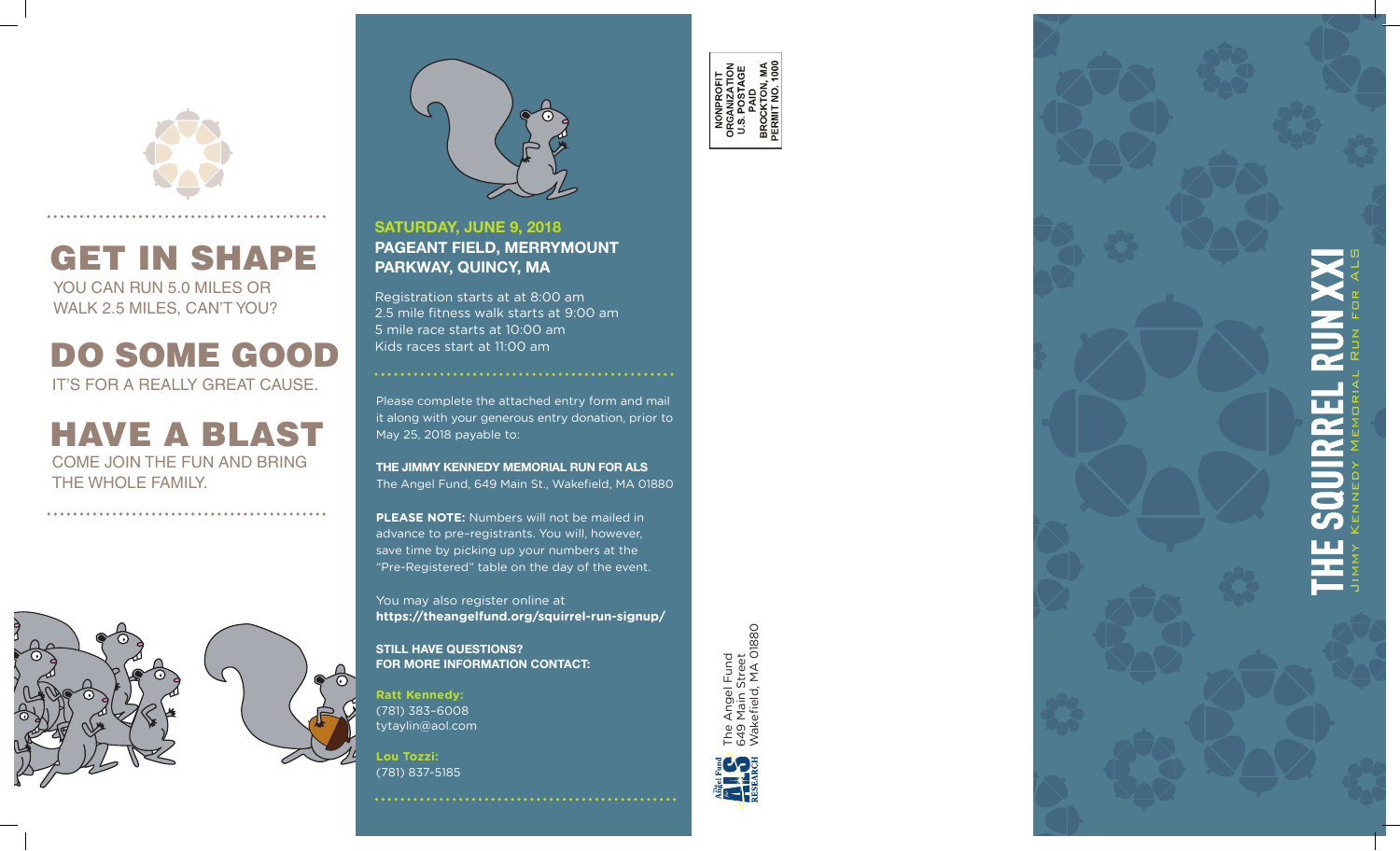# GET IN SHAPE

YOU CAN RUN 5.0 MILES OR WALK 2.5 MILES, CAN'T YOU?

# DO SOME GOOD

IT'S FOR A REALLY GREAT CAUSE.

# HAVE A BLAST

COME JOIN THE FUN AND BRING THE WHOLE FAMILY.

**SATURDAY, JUNE 9, 2018**
**PAGEANT FIELD, MERRYMOUNT PARKWAY, QUINCY, MA**

Registration starts at 8:00 am
2.5 mile fitness walk starts at 9:00 am
5 mile race starts at 10:00 am
Kids races start at 11:00 am

Please complete the attached entry form and mail it along with your generous entry donation, prior to May 25, 2018 payable to:

**THE JIMMY KENNEDY MEMORIAL RUN FOR ALS**
The Angel Fund, 649 Main St., Wakefield, MA 01880

**PLEASE NOTE:** Numbers will not be mailed in advance to pre-registrants. You will, however, save time by picking up your numbers at the "Pre-Registered" table on the day of the event.

You may also register online at
**https://theangelfund.org/squirrel-run-signup/**

**STILL HAVE QUESTIONS?**
**FOR MORE INFORMATION CONTACT:**

**Ratt Kennedy:**
(781) 383-6008
tytaylin@aol.com

**Lou Tozzi:**
(781) 837-5185

NONPROFIT ORGANIZATION
U.S. POSTAGE PAID
BROCKTON, MA
PERMIT NO. 1000

The Angel Fund
649 Main Street
Wakefield, MA 01880

The Angel Fund ALS RESEARCH

# THE SQUIRREL RUN XXI

JIMMY KENNEDY MEMORIAL RUN FOR ALS